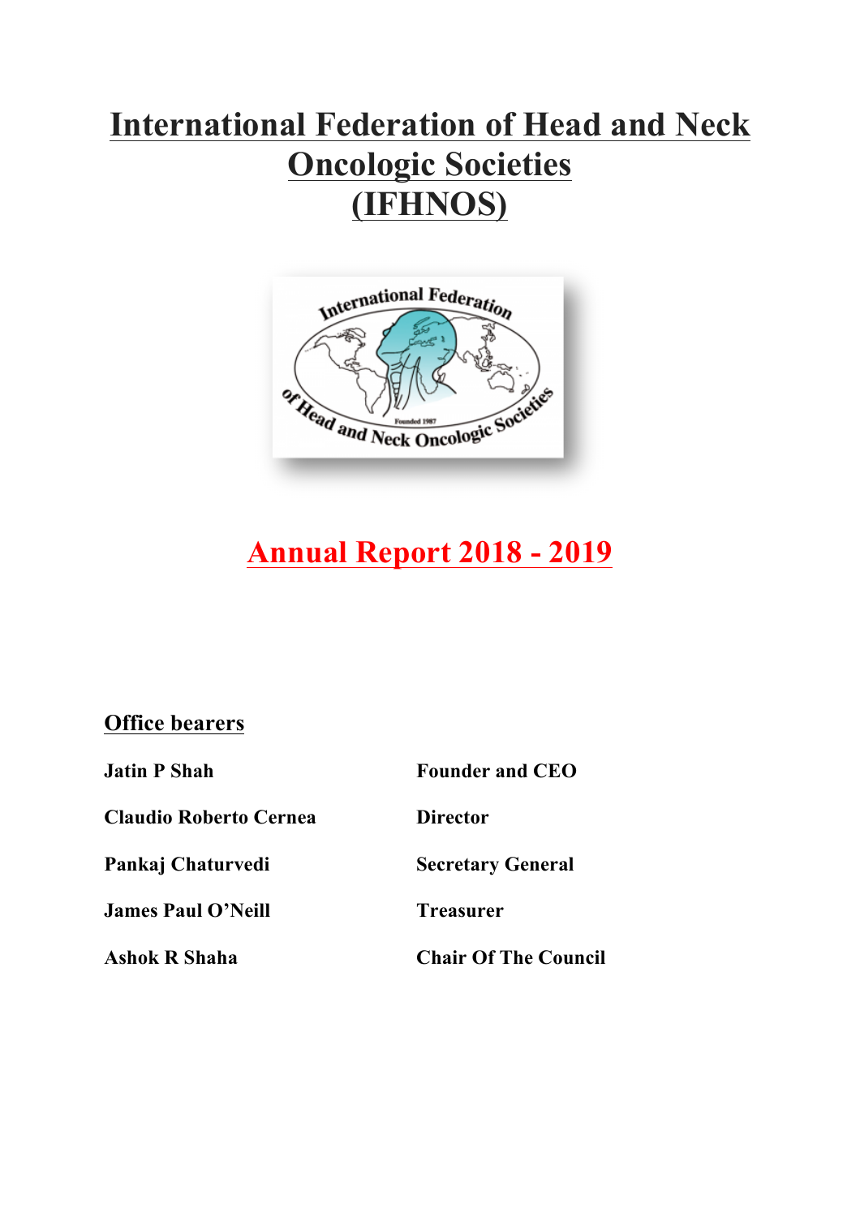# International Federation of Head and Neck Oncologic Societies (IFHNOS)

## Annual Report 2018 - 2019

### Office bearers

| | |
|---|---|
| **Jatin P Shah** | **Founder and CEO** |
| **Claudio Roberto Cernea** | **Director** |
| **Pankaj Chaturvedi** | **Secretary General** |
| **James Paul O'Neill** | **Treasurer** |
| **Ashok R Shaha** | **Chair Of The Council** |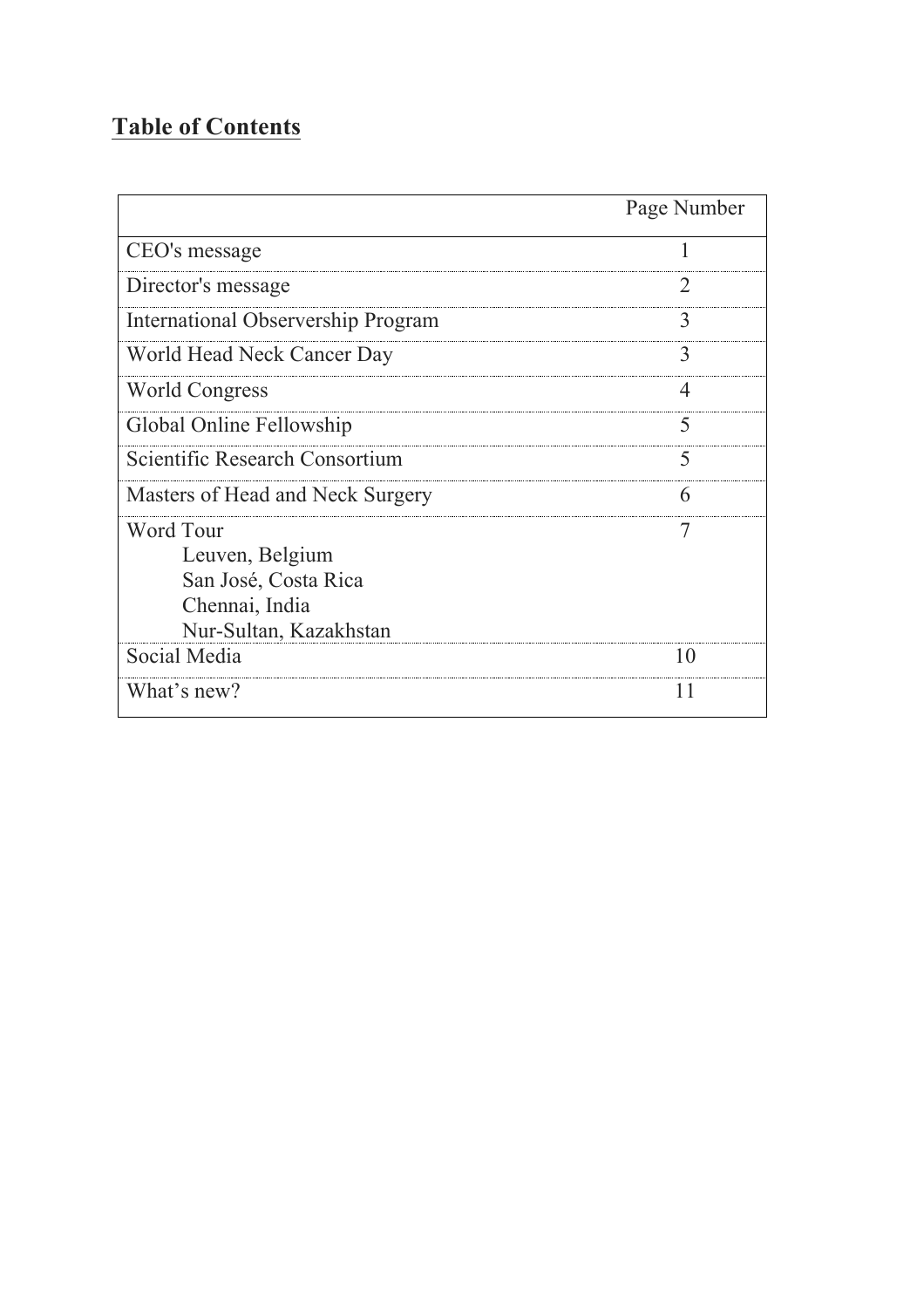## Table of Contents

| | Page Number |
|---|---|
| CEO's message | 1 |
| Director's message | 2 |
| International Observership Program | 3 |
| World Head Neck Cancer Day | 3 |
| World Congress | 4 |
| Global Online Fellowship | 5 |
| Scientific Research Consortium | 5 |
| Masters of Head and Neck Surgery | 6 |
| Word Tour<br>Leuven, Belgium<br>San José, Costa Rica<br>Chennai, India<br>Nur-Sultan, Kazakhstan | 7 |
| Social Media | 10 |
| What's new? | 11 |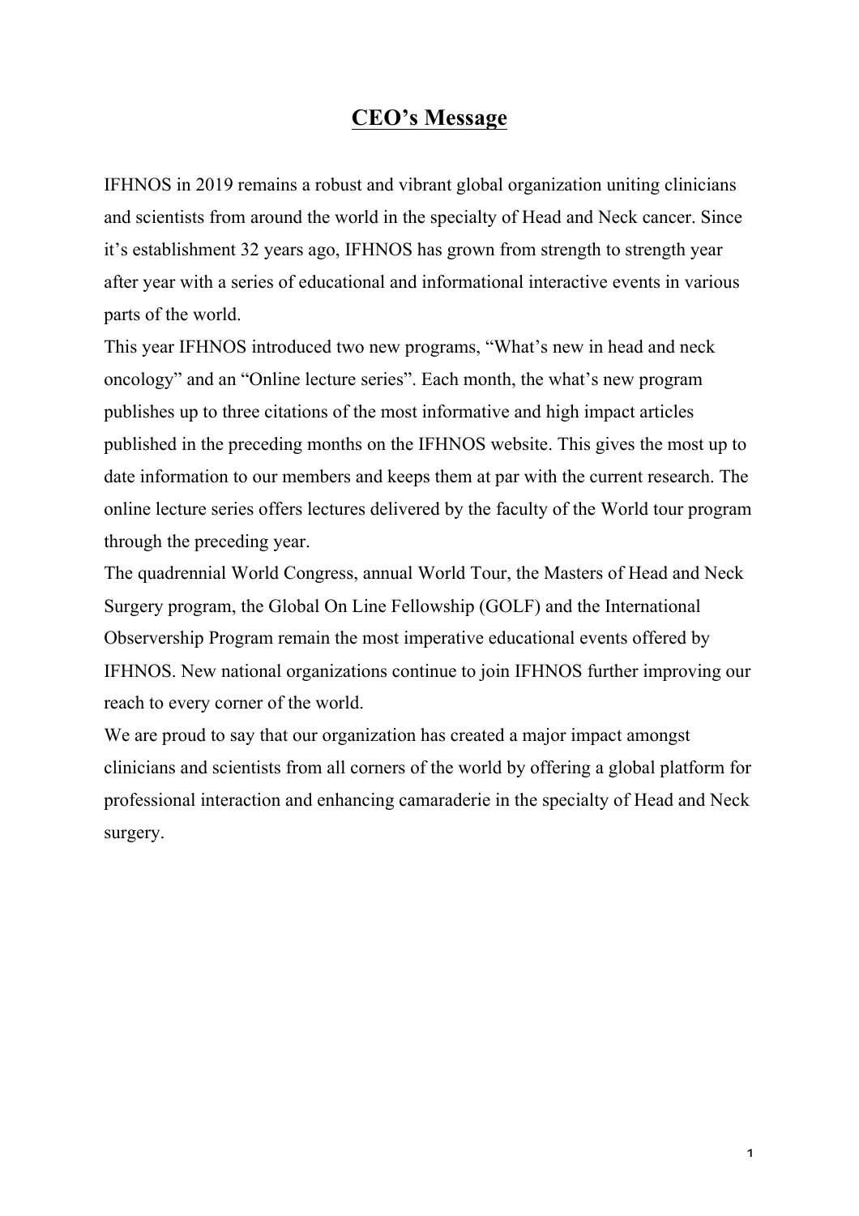# CEO's Message

IFHNOS in 2019 remains a robust and vibrant global organization uniting clinicians and scientists from around the world in the specialty of Head and Neck cancer. Since it's establishment 32 years ago, IFHNOS has grown from strength to strength year after year with a series of educational and informational interactive events in various parts of the world.

This year IFHNOS introduced two new programs, "What's new in head and neck oncology" and an "Online lecture series". Each month, the what's new program publishes up to three citations of the most informative and high impact articles published in the preceding months on the IFHNOS website. This gives the most up to date information to our members and keeps them at par with the current research. The online lecture series offers lectures delivered by the faculty of the World tour program through the preceding year.

The quadrennial World Congress, annual World Tour, the Masters of Head and Neck Surgery program, the Global On Line Fellowship (GOLF) and the International Observership Program remain the most imperative educational events offered by IFHNOS. New national organizations continue to join IFHNOS further improving our reach to every corner of the world.

We are proud to say that our organization has created a major impact amongst clinicians and scientists from all corners of the world by offering a global platform for professional interaction and enhancing camaraderie in the specialty of Head and Neck surgery.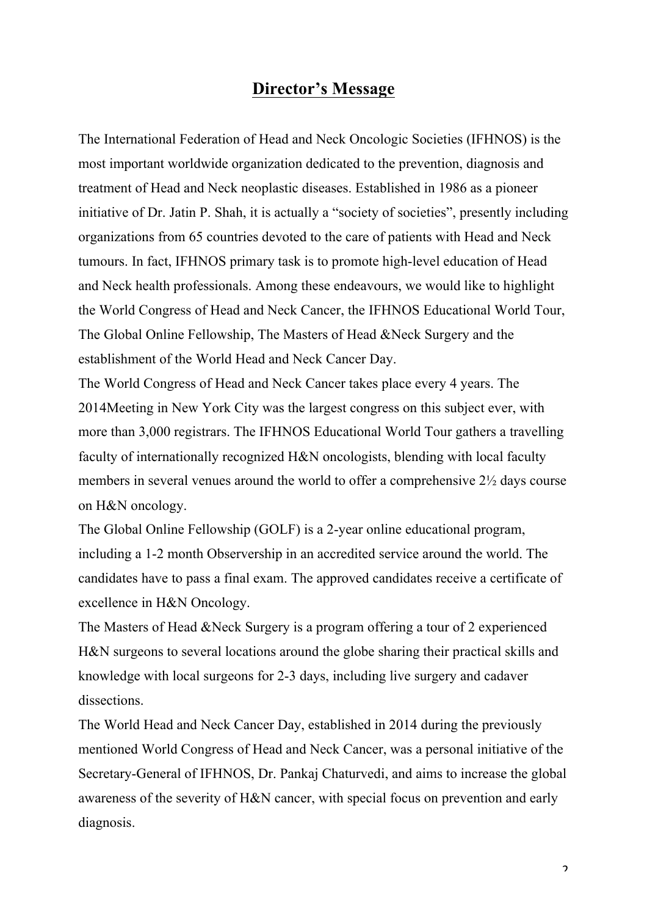## Director's Message

The International Federation of Head and Neck Oncologic Societies (IFHNOS) is the most important worldwide organization dedicated to the prevention, diagnosis and treatment of Head and Neck neoplastic diseases. Established in 1986 as a pioneer initiative of Dr. Jatin P. Shah, it is actually a "society of societies", presently including organizations from 65 countries devoted to the care of patients with Head and Neck tumours. In fact, IFHNOS primary task is to promote high-level education of Head and Neck health professionals. Among these endeavours, we would like to highlight the World Congress of Head and Neck Cancer, the IFHNOS Educational World Tour, The Global Online Fellowship, The Masters of Head &Neck Surgery and the establishment of the World Head and Neck Cancer Day.

The World Congress of Head and Neck Cancer takes place every 4 years. The 2014Meeting in New York City was the largest congress on this subject ever, with more than 3,000 registrars. The IFHNOS Educational World Tour gathers a travelling faculty of internationally recognized H&N oncologists, blending with local faculty members in several venues around the world to offer a comprehensive 2½ days course on H&N oncology.

The Global Online Fellowship (GOLF) is a 2-year online educational program, including a 1-2 month Observership in an accredited service around the world. The candidates have to pass a final exam. The approved candidates receive a certificate of excellence in H&N Oncology.

The Masters of Head &Neck Surgery is a program offering a tour of 2 experienced H&N surgeons to several locations around the globe sharing their practical skills and knowledge with local surgeons for 2-3 days, including live surgery and cadaver dissections.

The World Head and Neck Cancer Day, established in 2014 during the previously mentioned World Congress of Head and Neck Cancer, was a personal initiative of the Secretary-General of IFHNOS, Dr. Pankaj Chaturvedi, and aims to increase the global awareness of the severity of H&N cancer, with special focus on prevention and early diagnosis.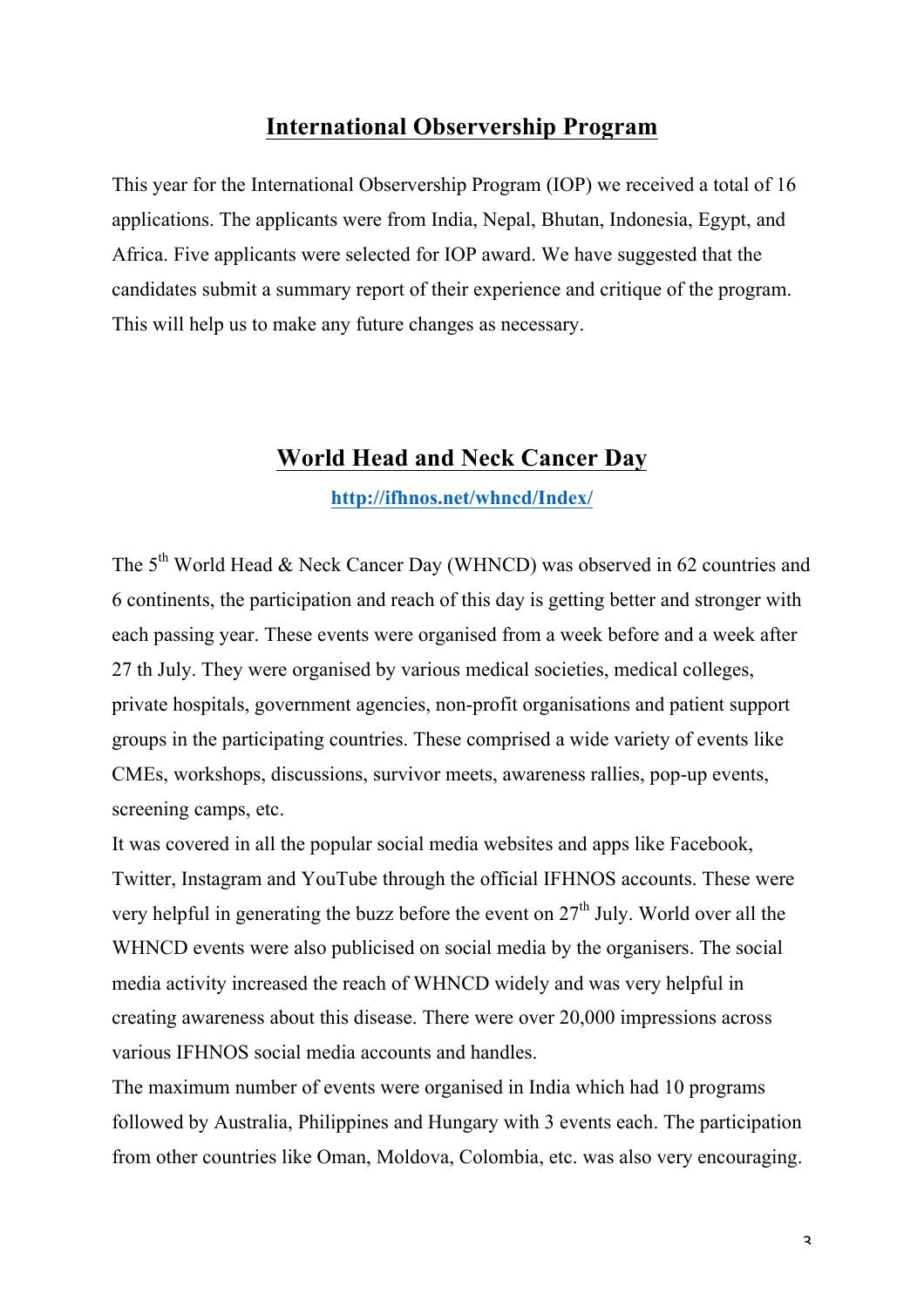## International Observership Program

This year for the International Observership Program (IOP) we received a total of 16 applications. The applicants were from India, Nepal, Bhutan, Indonesia, Egypt, and Africa. Five applicants were selected for IOP award. We have suggested that the candidates submit a summary report of their experience and critique of the program. This will help us to make any future changes as necessary.

## World Head and Neck Cancer Day

**http://ifhnos.net/whncd/Index/**

The 5th World Head & Neck Cancer Day (WHNCD) was observed in 62 countries and 6 continents, the participation and reach of this day is getting better and stronger with each passing year. These events were organised from a week before and a week after 27 th July. They were organised by various medical societies, medical colleges, private hospitals, government agencies, non-profit organisations and patient support groups in the participating countries. These comprised a wide variety of events like CMEs, workshops, discussions, survivor meets, awareness rallies, pop-up events, screening camps, etc.

It was covered in all the popular social media websites and apps like Facebook, Twitter, Instagram and YouTube through the official IFHNOS accounts. These were very helpful in generating the buzz before the event on 27th July. World over all the WHNCD events were also publicised on social media by the organisers. The social media activity increased the reach of WHNCD widely and was very helpful in creating awareness about this disease. There were over 20,000 impressions across various IFHNOS social media accounts and handles.

The maximum number of events were organised in India which had 10 programs followed by Australia, Philippines and Hungary with 3 events each. The participation from other countries like Oman, Moldova, Colombia, etc. was also very encouraging.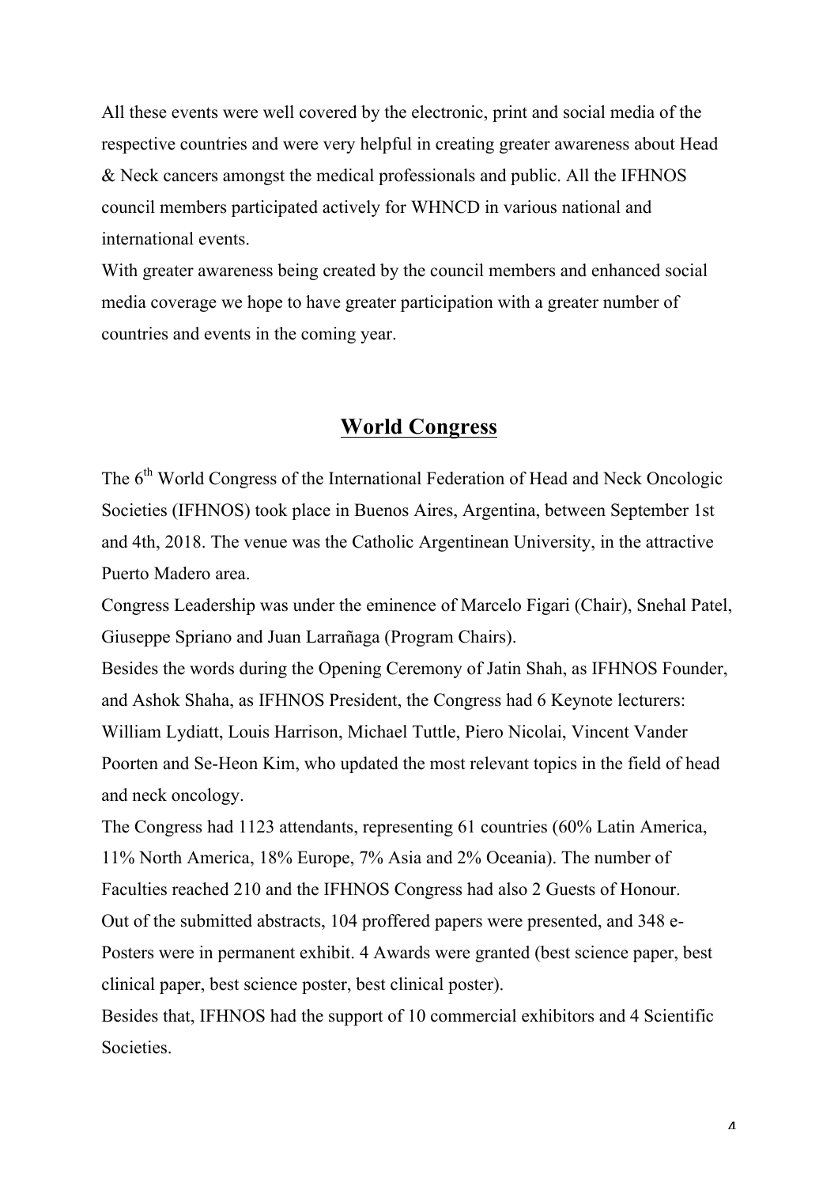All these events were well covered by the electronic, print and social media of the respective countries and were very helpful in creating greater awareness about Head & Neck cancers amongst the medical professionals and public. All the IFHNOS council members participated actively for WHNCD in various national and international events.

With greater awareness being created by the council members and enhanced social media coverage we hope to have greater participation with a greater number of countries and events in the coming year.

## World Congress

The 6th World Congress of the International Federation of Head and Neck Oncologic Societies (IFHNOS) took place in Buenos Aires, Argentina, between September 1st and 4th, 2018. The venue was the Catholic Argentinean University, in the attractive Puerto Madero area.

Congress Leadership was under the eminence of Marcelo Figari (Chair), Snehal Patel, Giuseppe Spriano and Juan Larrañaga (Program Chairs).

Besides the words during the Opening Ceremony of Jatin Shah, as IFHNOS Founder, and Ashok Shaha, as IFHNOS President, the Congress had 6 Keynote lecturers: William Lydiatt, Louis Harrison, Michael Tuttle, Piero Nicolai, Vincent Vander Poorten and Se-Heon Kim, who updated the most relevant topics in the field of head and neck oncology.

The Congress had 1123 attendants, representing 61 countries (60% Latin America, 11% North America, 18% Europe, 7% Asia and 2% Oceania). The number of Faculties reached 210 and the IFHNOS Congress had also 2 Guests of Honour.

Out of the submitted abstracts, 104 proffered papers were presented, and 348 e-Posters were in permanent exhibit. 4 Awards were granted (best science paper, best clinical paper, best science poster, best clinical poster).

Besides that, IFHNOS had the support of 10 commercial exhibitors and 4 Scientific Societies.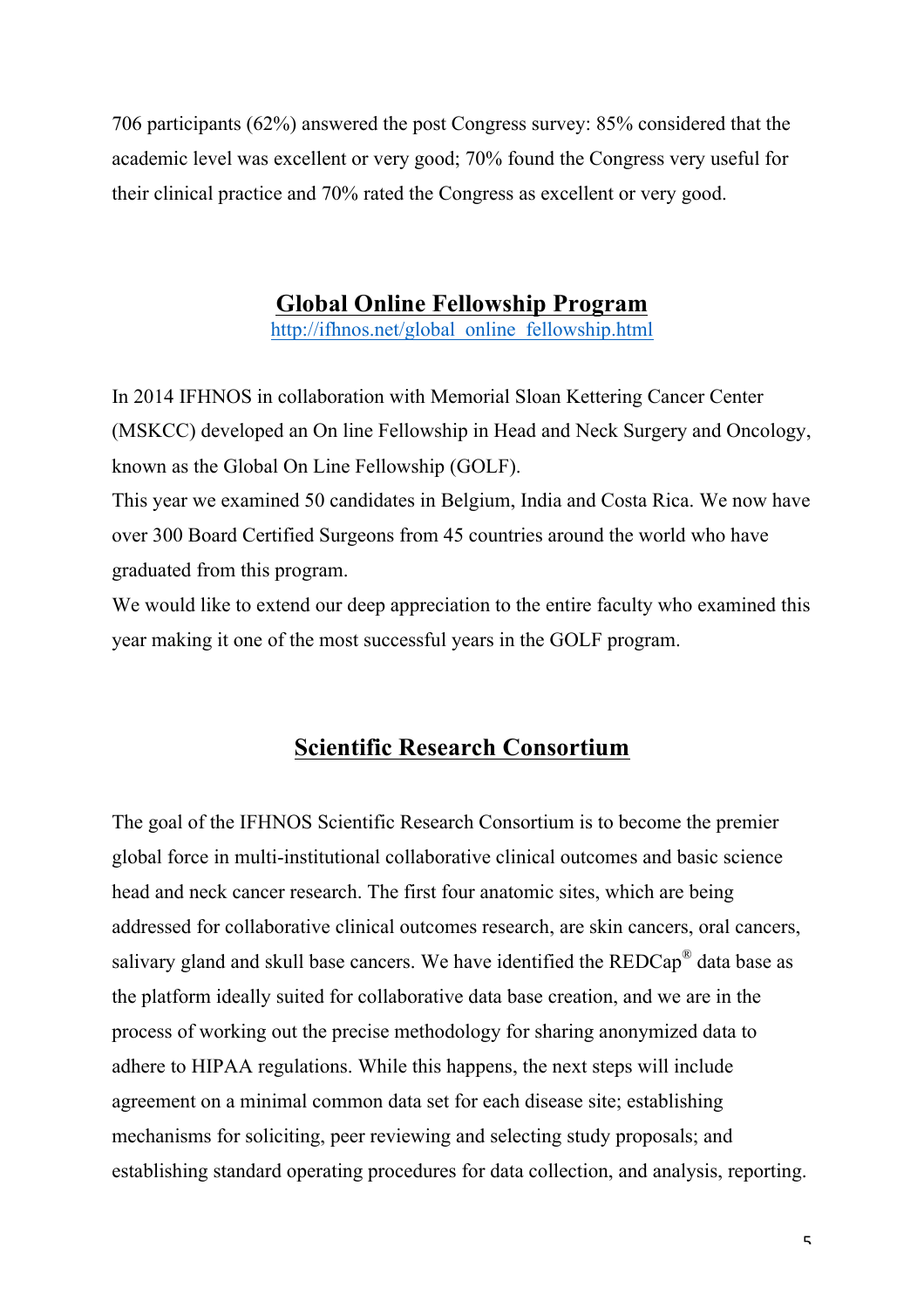706 participants (62%) answered the post Congress survey: 85% considered that the academic level was excellent or very good; 70% found the Congress very useful for their clinical practice and 70% rated the Congress as excellent or very good.

## Global Online Fellowship Program

http://ifhnos.net/global_online_fellowship.html

In 2014 IFHNOS in collaboration with Memorial Sloan Kettering Cancer Center (MSKCC) developed an On line Fellowship in Head and Neck Surgery and Oncology, known as the Global On Line Fellowship (GOLF).

This year we examined 50 candidates in Belgium, India and Costa Rica. We now have over 300 Board Certified Surgeons from 45 countries around the world who have graduated from this program.

We would like to extend our deep appreciation to the entire faculty who examined this year making it one of the most successful years in the GOLF program.

## Scientific Research Consortium

The goal of the IFHNOS Scientific Research Consortium is to become the premier global force in multi-institutional collaborative clinical outcomes and basic science head and neck cancer research. The first four anatomic sites, which are being addressed for collaborative clinical outcomes research, are skin cancers, oral cancers, salivary gland and skull base cancers. We have identified the REDCap® data base as the platform ideally suited for collaborative data base creation, and we are in the process of working out the precise methodology for sharing anonymized data to adhere to HIPAA regulations. While this happens, the next steps will include agreement on a minimal common data set for each disease site; establishing mechanisms for soliciting, peer reviewing and selecting study proposals; and establishing standard operating procedures for data collection, and analysis, reporting.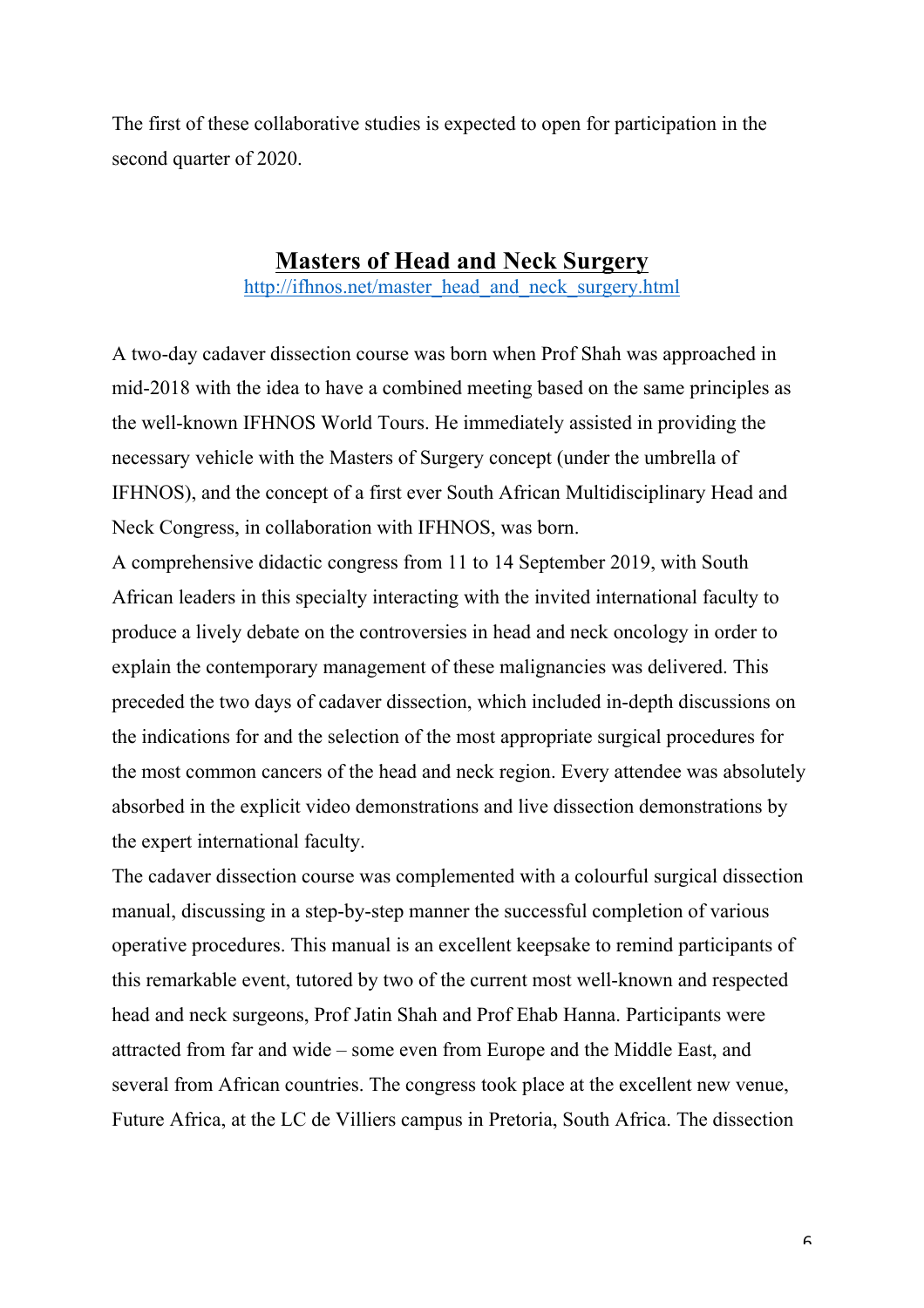The first of these collaborative studies is expected to open for participation in the second quarter of 2020.

## Masters of Head and Neck Surgery

http://ifhnos.net/master_head_and_neck_surgery.html

A two-day cadaver dissection course was born when Prof Shah was approached in mid-2018 with the idea to have a combined meeting based on the same principles as the well-known IFHNOS World Tours. He immediately assisted in providing the necessary vehicle with the Masters of Surgery concept (under the umbrella of IFHNOS), and the concept of a first ever South African Multidisciplinary Head and Neck Congress, in collaboration with IFHNOS, was born.

A comprehensive didactic congress from 11 to 14 September 2019, with South African leaders in this specialty interacting with the invited international faculty to produce a lively debate on the controversies in head and neck oncology in order to explain the contemporary management of these malignancies was delivered. This preceded the two days of cadaver dissection, which included in-depth discussions on the indications for and the selection of the most appropriate surgical procedures for the most common cancers of the head and neck region. Every attendee was absolutely absorbed in the explicit video demonstrations and live dissection demonstrations by the expert international faculty.

The cadaver dissection course was complemented with a colourful surgical dissection manual, discussing in a step-by-step manner the successful completion of various operative procedures. This manual is an excellent keepsake to remind participants of this remarkable event, tutored by two of the current most well-known and respected head and neck surgeons, Prof Jatin Shah and Prof Ehab Hanna. Participants were attracted from far and wide – some even from Europe and the Middle East, and several from African countries. The congress took place at the excellent new venue, Future Africa, at the LC de Villiers campus in Pretoria, South Africa. The dissection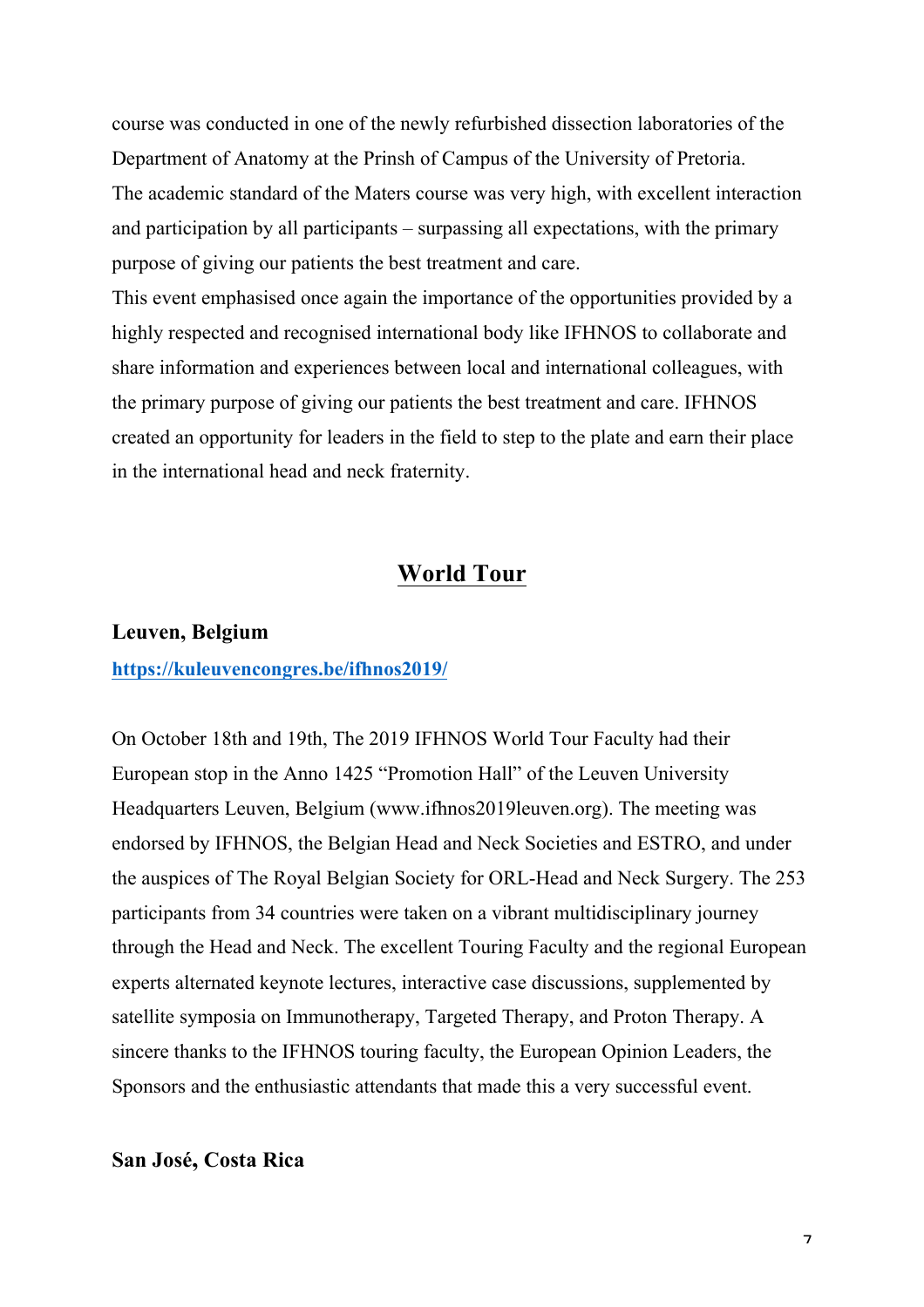course was conducted in one of the newly refurbished dissection laboratories of the Department of Anatomy at the Prinsh of Campus of the University of Pretoria.
The academic standard of the Maters course was very high, with excellent interaction and participation by all participants – surpassing all expectations, with the primary purpose of giving our patients the best treatment and care.
This event emphasised once again the importance of the opportunities provided by a highly respected and recognised international body like IFHNOS to collaborate and share information and experiences between local and international colleagues, with the primary purpose of giving our patients the best treatment and care. IFHNOS created an opportunity for leaders in the field to step to the plate and earn their place in the international head and neck fraternity.

## World Tour

### Leuven, Belgium

**https://kuleuvencongres.be/ifhnos2019/**

On October 18th and 19th, The 2019 IFHNOS World Tour Faculty had their European stop in the Anno 1425 "Promotion Hall" of the Leuven University Headquarters Leuven, Belgium (www.ifhnos2019leuven.org). The meeting was endorsed by IFHNOS, the Belgian Head and Neck Societies and ESTRO, and under the auspices of The Royal Belgian Society for ORL-Head and Neck Surgery. The 253 participants from 34 countries were taken on a vibrant multidisciplinary journey through the Head and Neck. The excellent Touring Faculty and the regional European experts alternated keynote lectures, interactive case discussions, supplemented by satellite symposia on Immunotherapy, Targeted Therapy, and Proton Therapy. A sincere thanks to the IFHNOS touring faculty, the European Opinion Leaders, the Sponsors and the enthusiastic attendants that made this a very successful event.

### San José, Costa Rica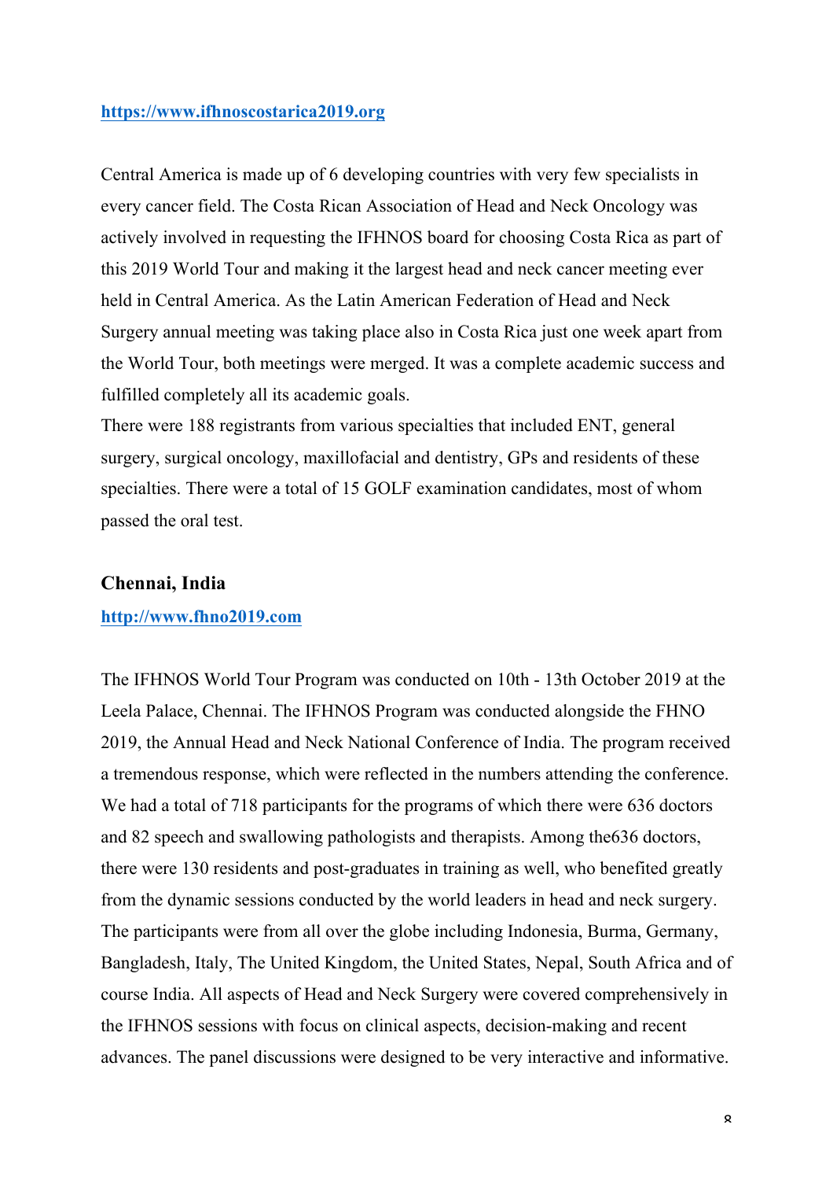[https://www.ifhnoscostarica2019.org](https://www.ifhnoscostarica2019.org)

Central America is made up of 6 developing countries with very few specialists in every cancer field. The Costa Rican Association of Head and Neck Oncology was actively involved in requesting the IFHNOS board for choosing Costa Rica as part of this 2019 World Tour and making it the largest head and neck cancer meeting ever held in Central America. As the Latin American Federation of Head and Neck Surgery annual meeting was taking place also in Costa Rica just one week apart from the World Tour, both meetings were merged. It was a complete academic success and fulfilled completely all its academic goals.
There were 188 registrants from various specialties that included ENT, general surgery, surgical oncology, maxillofacial and dentistry, GPs and residents of these specialties. There were a total of 15 GOLF examination candidates, most of whom passed the oral test.

### Chennai, India

[http://www.fhno2019.com](http://www.fhno2019.com)

The IFHNOS World Tour Program was conducted on 10th - 13th October 2019 at the Leela Palace, Chennai. The IFHNOS Program was conducted alongside the FHNO 2019, the Annual Head and Neck National Conference of India. The program received a tremendous response, which were reflected in the numbers attending the conference. We had a total of 718 participants for the programs of which there were 636 doctors and 82 speech and swallowing pathologists and therapists. Among the636 doctors, there were 130 residents and post-graduates in training as well, who benefited greatly from the dynamic sessions conducted by the world leaders in head and neck surgery. The participants were from all over the globe including Indonesia, Burma, Germany, Bangladesh, Italy, The United Kingdom, the United States, Nepal, South Africa and of course India. All aspects of Head and Neck Surgery were covered comprehensively in the IFHNOS sessions with focus on clinical aspects, decision-making and recent advances. The panel discussions were designed to be very interactive and informative.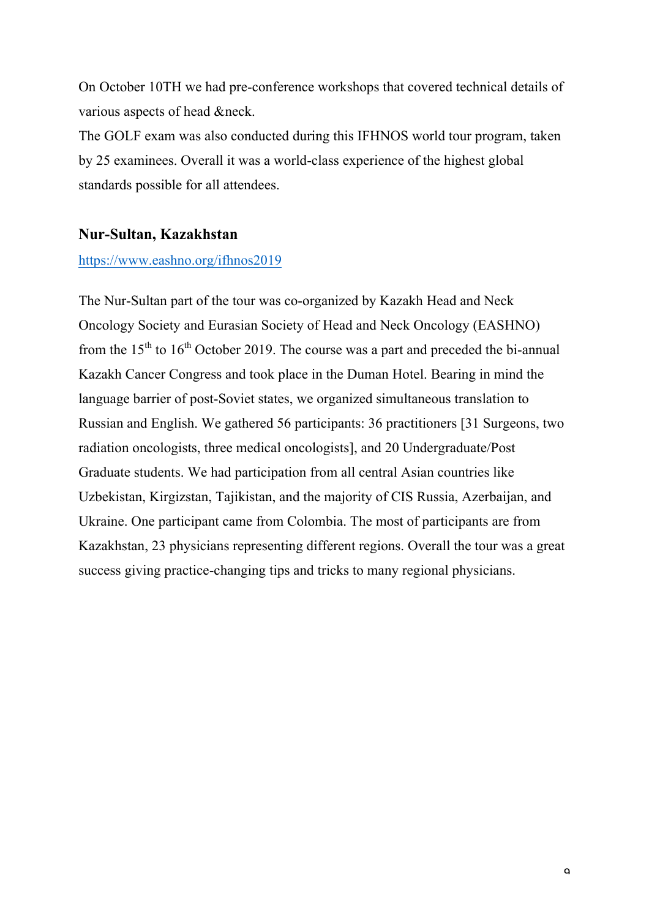On October 10TH we had pre-conference workshops that covered technical details of various aspects of head &neck.

The GOLF exam was also conducted during this IFHNOS world tour program, taken by 25 examinees. Overall it was a world-class experience of the highest global standards possible for all attendees.

### Nur-Sultan, Kazakhstan

https://www.eashno.org/ifhnos2019

The Nur-Sultan part of the tour was co-organized by Kazakh Head and Neck Oncology Society and Eurasian Society of Head and Neck Oncology (EASHNO) from the 15th to 16th October 2019. The course was a part and preceded the bi-annual Kazakh Cancer Congress and took place in the Duman Hotel. Bearing in mind the language barrier of post-Soviet states, we organized simultaneous translation to Russian and English. We gathered 56 participants: 36 practitioners [31 Surgeons, two radiation oncologists, three medical oncologists], and 20 Undergraduate/Post Graduate students. We had participation from all central Asian countries like Uzbekistan, Kirgizstan, Tajikistan, and the majority of CIS Russia, Azerbaijan, and Ukraine. One participant came from Colombia. The most of participants are from Kazakhstan, 23 physicians representing different regions. Overall the tour was a great success giving practice-changing tips and tricks to many regional physicians.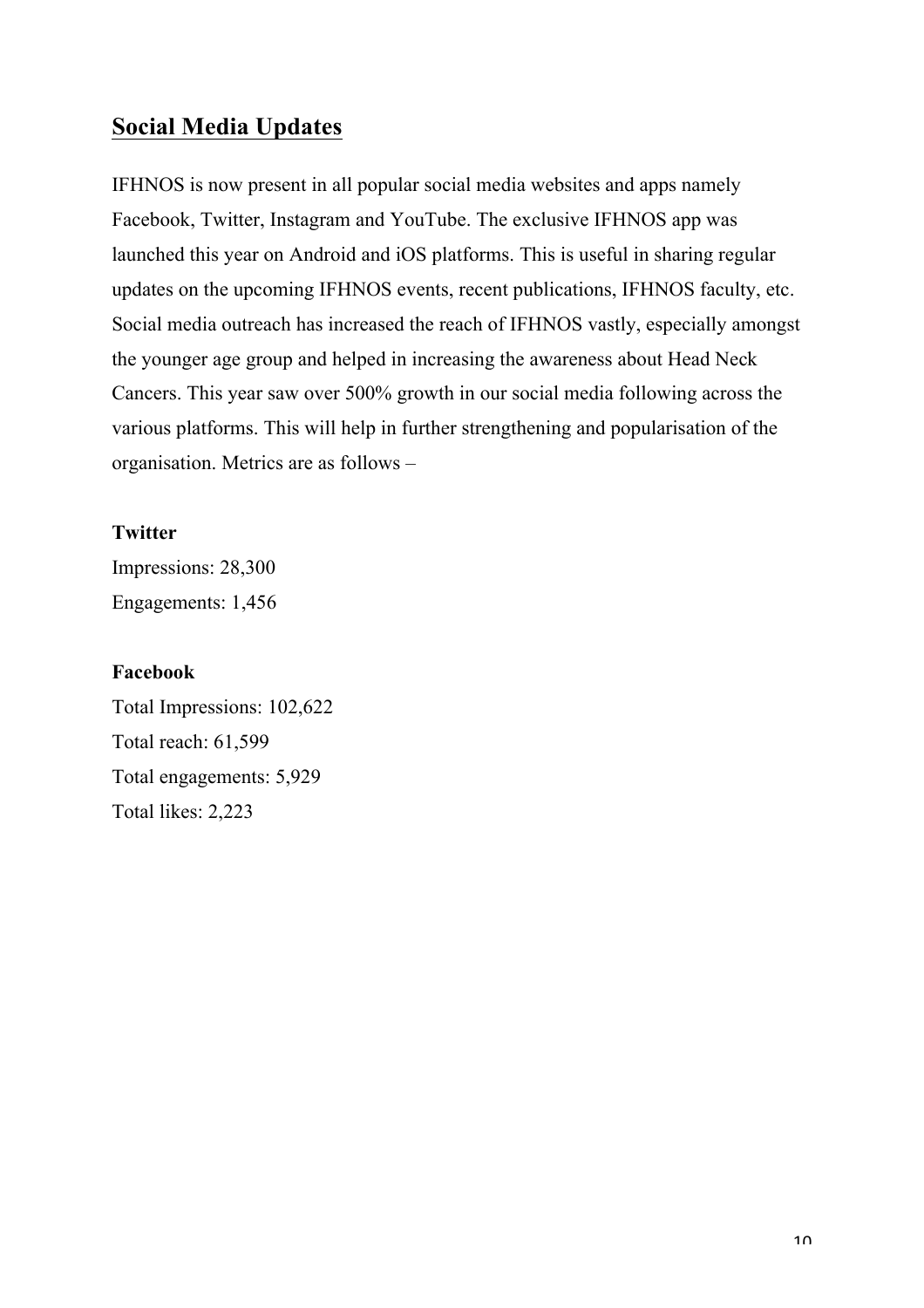## Social Media Updates

IFHNOS is now present in all popular social media websites and apps namely Facebook, Twitter, Instagram and YouTube. The exclusive IFHNOS app was launched this year on Android and iOS platforms. This is useful in sharing regular updates on the upcoming IFHNOS events, recent publications, IFHNOS faculty, etc. Social media outreach has increased the reach of IFHNOS vastly, especially amongst the younger age group and helped in increasing the awareness about Head Neck Cancers. This year saw over 500% growth in our social media following across the various platforms. This will help in further strengthening and popularisation of the organisation. Metrics are as follows –

**Twitter**

Impressions: 28,300
Engagements: 1,456

**Facebook**

Total Impressions: 102,622
Total reach: 61,599
Total engagements: 5,929
Total likes: 2,223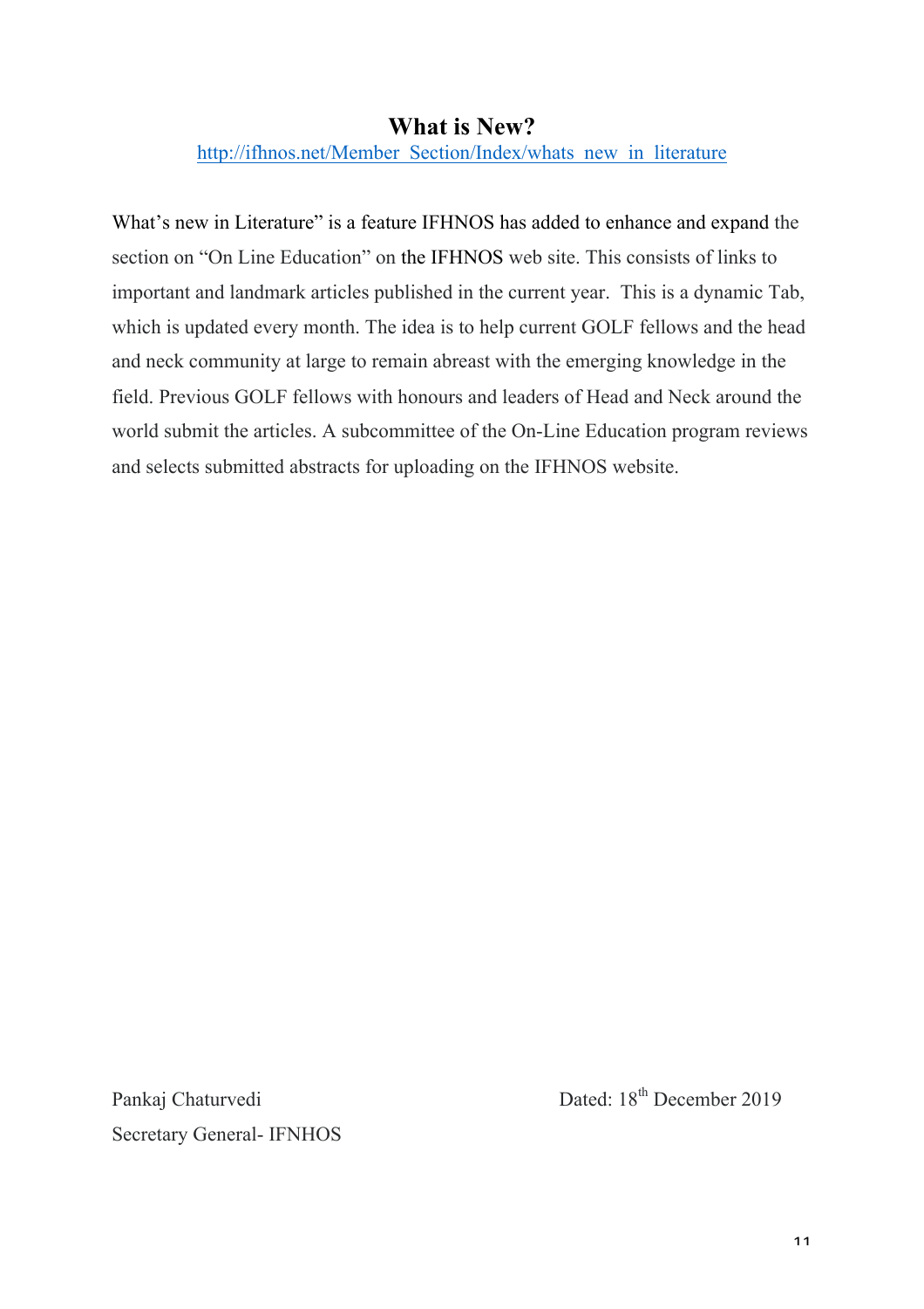## What is New?

http://ifhnos.net/Member_Section/Index/whats_new_in_literature

What's new in Literature" is a feature IFHNOS has added to enhance and expand the section on "On Line Education" on the IFHNOS web site. This consists of links to important and landmark articles published in the current year. This is a dynamic Tab, which is updated every month. The idea is to help current GOLF fellows and the head and neck community at large to remain abreast with the emerging knowledge in the field. Previous GOLF fellows with honours and leaders of Head and Neck around the world submit the articles. A subcommittee of the On-Line Education program reviews and selects submitted abstracts for uploading on the IFHNOS website.

Pankaj Chaturvedi

Secretary General- IFNHOS

Dated: 18th December 2019